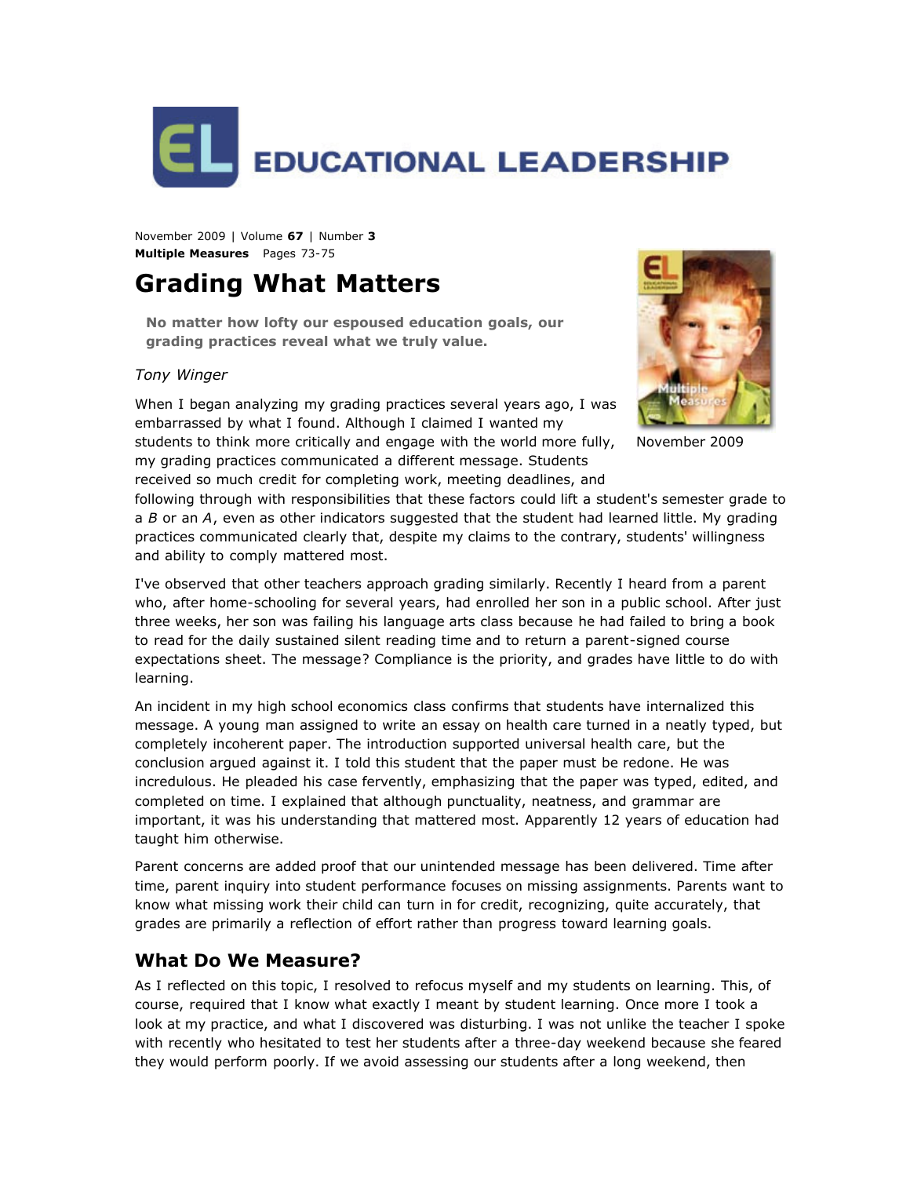EDUCATIONAL LEADERSHIP

November 2009 | Volume **67** | Number **3**
**Multiple Measures** Pages 73-75

# Grading What Matters

**No matter how lofty our espoused education goals, our grading practices reveal what we truly value.**

*Tony Winger*

November 2009

When I began analyzing my grading practices several years ago, I was embarrassed by what I found. Although I claimed I wanted my students to think more critically and engage with the world more fully, my grading practices communicated a different message. Students received so much credit for completing work, meeting deadlines, and following through with responsibilities that these factors could lift a student's semester grade to a *B* or an *A*, even as other indicators suggested that the student had learned little. My grading practices communicated clearly that, despite my claims to the contrary, students' willingness and ability to comply mattered most.

I've observed that other teachers approach grading similarly. Recently I heard from a parent who, after home-schooling for several years, had enrolled her son in a public school. After just three weeks, her son was failing his language arts class because he had failed to bring a book to read for the daily sustained silent reading time and to return a parent-signed course expectations sheet. The message? Compliance is the priority, and grades have little to do with learning.

An incident in my high school economics class confirms that students have internalized this message. A young man assigned to write an essay on health care turned in a neatly typed, but completely incoherent paper. The introduction supported universal health care, but the conclusion argued against it. I told this student that the paper must be redone. He was incredulous. He pleaded his case fervently, emphasizing that the paper was typed, edited, and completed on time. I explained that although punctuality, neatness, and grammar are important, it was his understanding that mattered most. Apparently 12 years of education had taught him otherwise.

Parent concerns are added proof that our unintended message has been delivered. Time after time, parent inquiry into student performance focuses on missing assignments. Parents want to know what missing work their child can turn in for credit, recognizing, quite accurately, that grades are primarily a reflection of effort rather than progress toward learning goals.

## What Do We Measure?

As I reflected on this topic, I resolved to refocus myself and my students on learning. This, of course, required that I know what exactly I meant by student learning. Once more I took a look at my practice, and what I discovered was disturbing. I was not unlike the teacher I spoke with recently who hesitated to test her students after a three-day weekend because she feared they would perform poorly. If we avoid assessing our students after a long weekend, then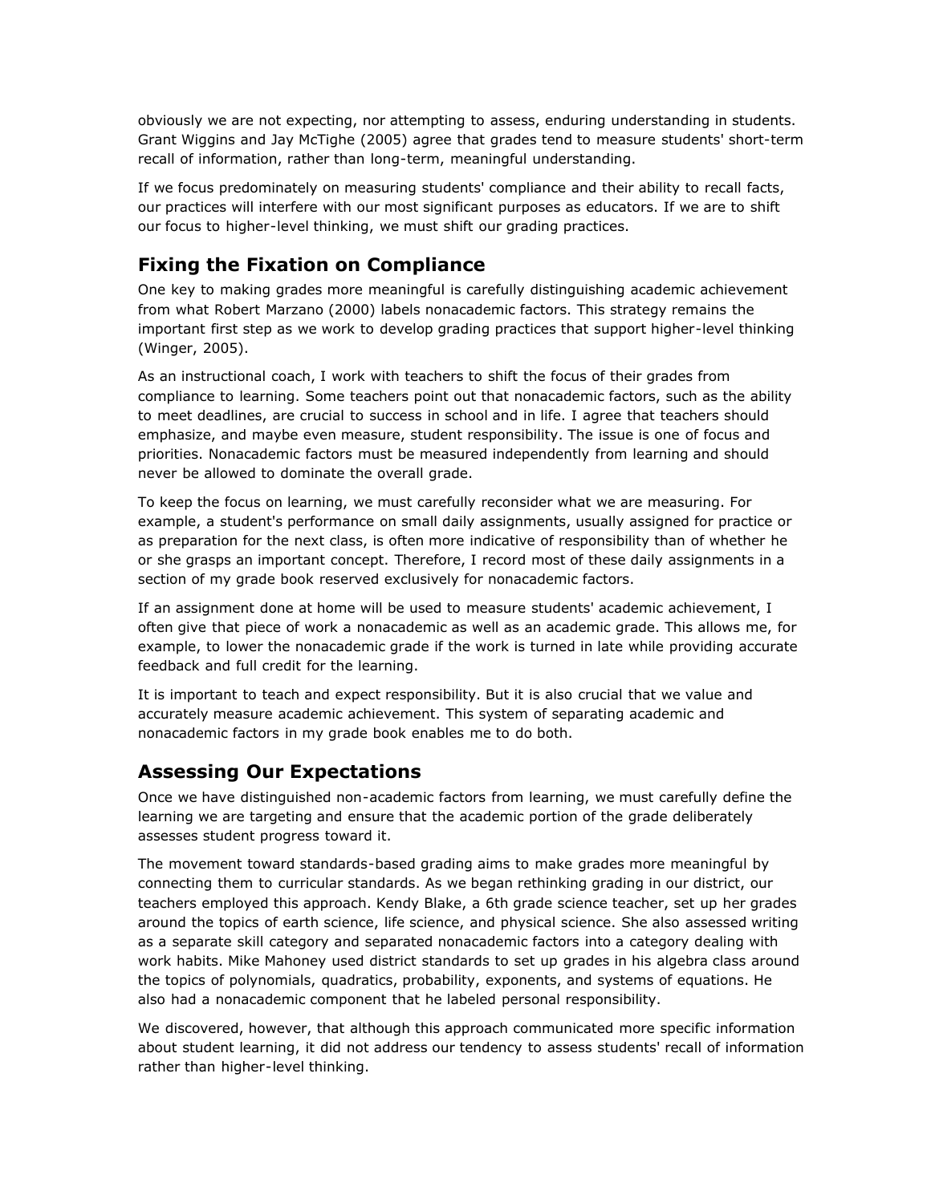obviously we are not expecting, nor attempting to assess, enduring understanding in students. Grant Wiggins and Jay McTighe (2005) agree that grades tend to measure students' short-term recall of information, rather than long-term, meaningful understanding.

If we focus predominately on measuring students' compliance and their ability to recall facts, our practices will interfere with our most significant purposes as educators. If we are to shift our focus to higher-level thinking, we must shift our grading practices.

## Fixing the Fixation on Compliance

One key to making grades more meaningful is carefully distinguishing academic achievement from what Robert Marzano (2000) labels nonacademic factors. This strategy remains the important first step as we work to develop grading practices that support higher-level thinking (Winger, 2005).

As an instructional coach, I work with teachers to shift the focus of their grades from compliance to learning. Some teachers point out that nonacademic factors, such as the ability to meet deadlines, are crucial to success in school and in life. I agree that teachers should emphasize, and maybe even measure, student responsibility. The issue is one of focus and priorities. Nonacademic factors must be measured independently from learning and should never be allowed to dominate the overall grade.

To keep the focus on learning, we must carefully reconsider what we are measuring. For example, a student's performance on small daily assignments, usually assigned for practice or as preparation for the next class, is often more indicative of responsibility than of whether he or she grasps an important concept. Therefore, I record most of these daily assignments in a section of my grade book reserved exclusively for nonacademic factors.

If an assignment done at home will be used to measure students' academic achievement, I often give that piece of work a nonacademic as well as an academic grade. This allows me, for example, to lower the nonacademic grade if the work is turned in late while providing accurate feedback and full credit for the learning.

It is important to teach and expect responsibility. But it is also crucial that we value and accurately measure academic achievement. This system of separating academic and nonacademic factors in my grade book enables me to do both.

## Assessing Our Expectations

Once we have distinguished non-academic factors from learning, we must carefully define the learning we are targeting and ensure that the academic portion of the grade deliberately assesses student progress toward it.

The movement toward standards-based grading aims to make grades more meaningful by connecting them to curricular standards. As we began rethinking grading in our district, our teachers employed this approach. Kendy Blake, a 6th grade science teacher, set up her grades around the topics of earth science, life science, and physical science. She also assessed writing as a separate skill category and separated nonacademic factors into a category dealing with work habits. Mike Mahoney used district standards to set up grades in his algebra class around the topics of polynomials, quadratics, probability, exponents, and systems of equations. He also had a nonacademic component that he labeled personal responsibility.

We discovered, however, that although this approach communicated more specific information about student learning, it did not address our tendency to assess students' recall of information rather than higher-level thinking.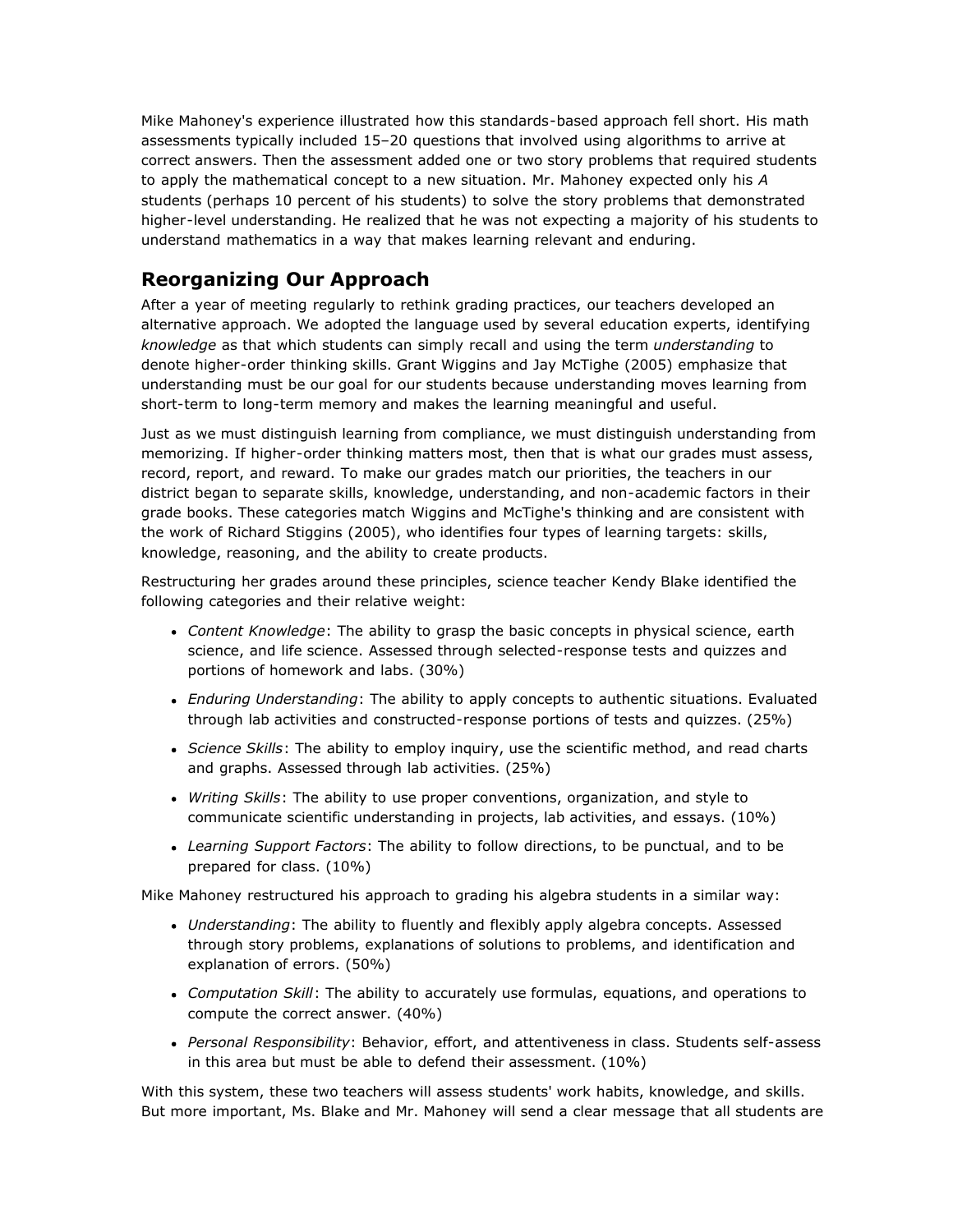Mike Mahoney's experience illustrated how this standards-based approach fell short. His math assessments typically included 15–20 questions that involved using algorithms to arrive at correct answers. Then the assessment added one or two story problems that required students to apply the mathematical concept to a new situation. Mr. Mahoney expected only his *A* students (perhaps 10 percent of his students) to solve the story problems that demonstrated higher-level understanding. He realized that he was not expecting a majority of his students to understand mathematics in a way that makes learning relevant and enduring.

## Reorganizing Our Approach

After a year of meeting regularly to rethink grading practices, our teachers developed an alternative approach. We adopted the language used by several education experts, identifying *knowledge* as that which students can simply recall and using the term *understanding* to denote higher-order thinking skills. Grant Wiggins and Jay McTighe (2005) emphasize that understanding must be our goal for our students because understanding moves learning from short-term to long-term memory and makes the learning meaningful and useful.

Just as we must distinguish learning from compliance, we must distinguish understanding from memorizing. If higher-order thinking matters most, then that is what our grades must assess, record, report, and reward. To make our grades match our priorities, the teachers in our district began to separate skills, knowledge, understanding, and non-academic factors in their grade books. These categories match Wiggins and McTighe's thinking and are consistent with the work of Richard Stiggins (2005), who identifies four types of learning targets: skills, knowledge, reasoning, and the ability to create products.

Restructuring her grades around these principles, science teacher Kendy Blake identified the following categories and their relative weight:

- *Content Knowledge*: The ability to grasp the basic concepts in physical science, earth science, and life science. Assessed through selected-response tests and quizzes and portions of homework and labs. (30%)
- *Enduring Understanding*: The ability to apply concepts to authentic situations. Evaluated through lab activities and constructed-response portions of tests and quizzes. (25%)
- *Science Skills*: The ability to employ inquiry, use the scientific method, and read charts and graphs. Assessed through lab activities. (25%)
- *Writing Skills*: The ability to use proper conventions, organization, and style to communicate scientific understanding in projects, lab activities, and essays. (10%)
- *Learning Support Factors*: The ability to follow directions, to be punctual, and to be prepared for class. (10%)

Mike Mahoney restructured his approach to grading his algebra students in a similar way:

- *Understanding*: The ability to fluently and flexibly apply algebra concepts. Assessed through story problems, explanations of solutions to problems, and identification and explanation of errors. (50%)
- *Computation Skill*: The ability to accurately use formulas, equations, and operations to compute the correct answer. (40%)
- *Personal Responsibility*: Behavior, effort, and attentiveness in class. Students self-assess in this area but must be able to defend their assessment. (10%)

With this system, these two teachers will assess students' work habits, knowledge, and skills. But more important, Ms. Blake and Mr. Mahoney will send a clear message that all students are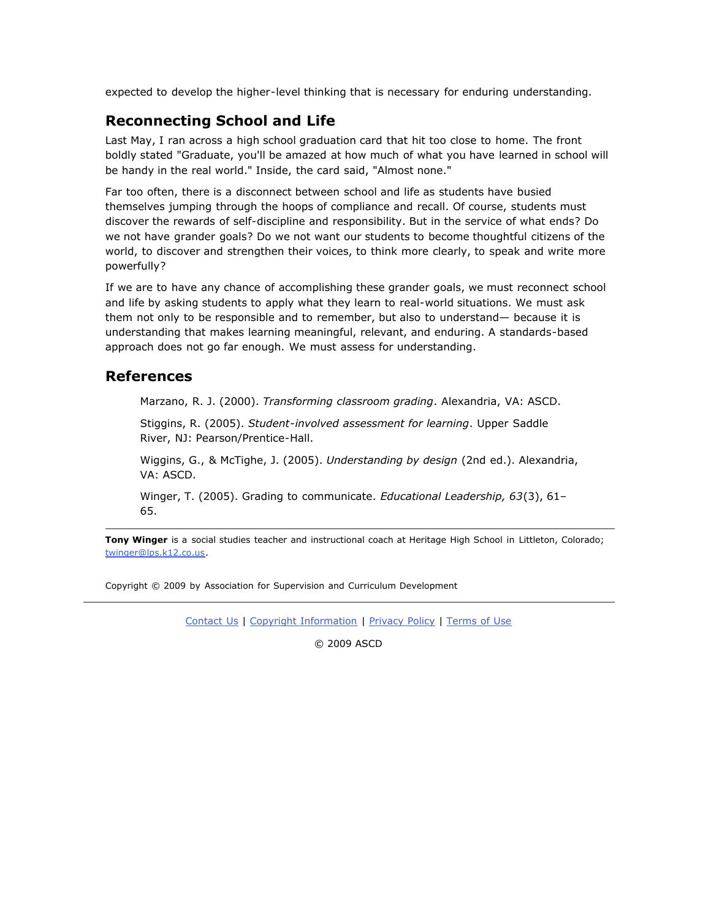expected to develop the higher-level thinking that is necessary for enduring understanding.

## Reconnecting School and Life

Last May, I ran across a high school graduation card that hit too close to home. The front boldly stated "Graduate, you'll be amazed at how much of what you have learned in school will be handy in the real world." Inside, the card said, "Almost none."

Far too often, there is a disconnect between school and life as students have busied themselves jumping through the hoops of compliance and recall. Of course, students must discover the rewards of self-discipline and responsibility. But in the service of what ends? Do we not have grander goals? Do we not want our students to become thoughtful citizens of the world, to discover and strengthen their voices, to think more clearly, to speak and write more powerfully?

If we are to have any chance of accomplishing these grander goals, we must reconnect school and life by asking students to apply what they learn to real-world situations. We must ask them not only to be responsible and to remember, but also to understand— because it is understanding that makes learning meaningful, relevant, and enduring. A standards-based approach does not go far enough. We must assess for understanding.

## References

Marzano, R. J. (2000). *Transforming classroom grading*. Alexandria, VA: ASCD.

Stiggins, R. (2005). *Student-involved assessment for learning*. Upper Saddle River, NJ: Pearson/Prentice-Hall.

Wiggins, G., & McTighe, J. (2005). *Understanding by design* (2nd ed.). Alexandria, VA: ASCD.

Winger, T. (2005). Grading to communicate. *Educational Leadership, 63*(3), 61–65.

---

**Tony Winger** is a social studies teacher and instructional coach at Heritage High School in Littleton, Colorado; twinger@lps.k12.co.us.

Copyright © 2009 by Association for Supervision and Curriculum Development

---

Contact Us | Copyright Information | Privacy Policy | Terms of Use

© 2009 ASCD